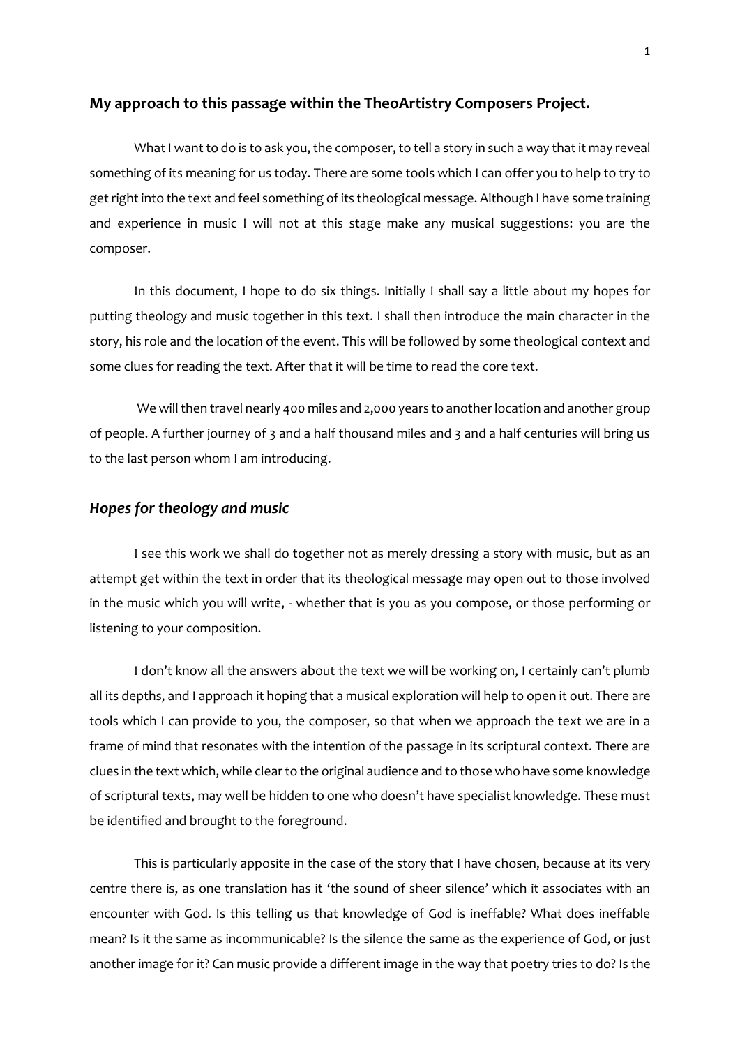## My approach to this passage within the TheoArtistry Composers Project.

What I want to do is to ask you, the composer, to tell a story in such a way that it may reveal something of its meaning for us today. There are some tools which I can offer you to help to try to get right into the text and feel something of its theological message. Although I have some training and experience in music I will not at this stage make any musical suggestions: you are the composer.

In this document, I hope to do six things. Initially I shall say a little about my hopes for putting theology and music together in this text. I shall then introduce the main character in the story, his role and the location of the event. This will be followed by some theological context and some clues for reading the text. After that it will be time to read the core text.

We will then travel nearly 400 miles and 2,000 years to another location and another group of people. A further journey of 3 and a half thousand miles and 3 and a half centuries will bring us to the last person whom I am introducing.

### *Hopes for theology and music*

I see this work we shall do together not as merely dressing a story with music, but as an attempt get within the text in order that its theological message may open out to those involved in the music which you will write, - whether that is you as you compose, or those performing or listening to your composition.

I don't know all the answers about the text we will be working on, I certainly can't plumb all its depths, and I approach it hoping that a musical exploration will help to open it out. There are tools which I can provide to you, the composer, so that when we approach the text we are in a frame of mind that resonates with the intention of the passage in its scriptural context. There are clues in the text which, while clear to the original audience and to those who have some knowledge of scriptural texts, may well be hidden to one who doesn't have specialist knowledge. These must be identified and brought to the foreground.

This is particularly apposite in the case of the story that I have chosen, because at its very centre there is, as one translation has it 'the sound of sheer silence' which it associates with an encounter with God. Is this telling us that knowledge of God is ineffable? What does ineffable mean? Is it the same as incommunicable? Is the silence the same as the experience of God, or just another image for it? Can music provide a different image in the way that poetry tries to do? Is the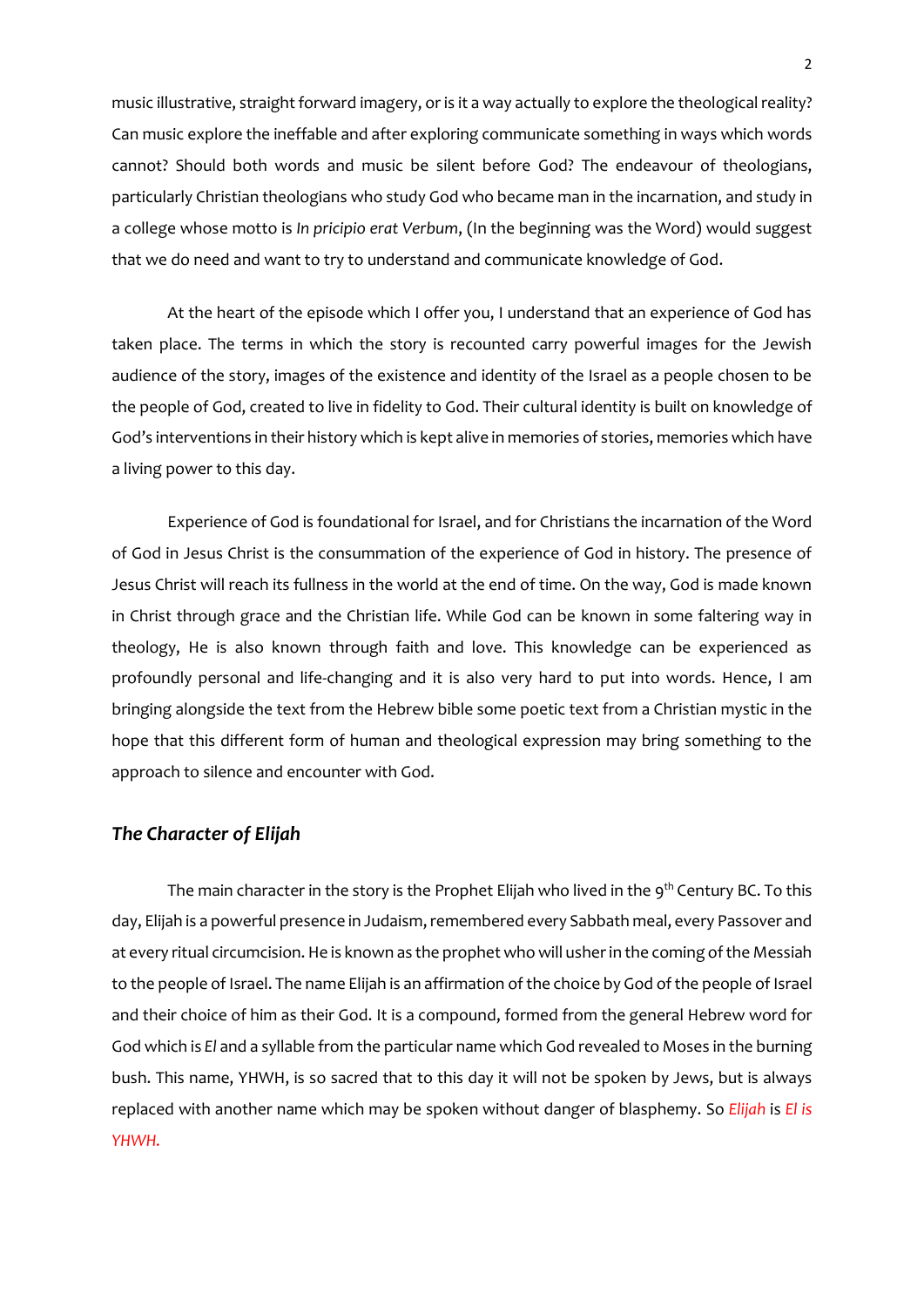music illustrative, straight forward imagery, or is it a way actually to explore the theological reality? Can music explore the ineffable and after exploring communicate something in ways which words cannot? Should both words and music be silent before God? The endeavour of theologians, particularly Christian theologians who study God who became man in the incarnation, and study in a college whose motto is *In pricipio erat Verbum*, (In the beginning was the Word) would suggest that we do need and want to try to understand and communicate knowledge of God.

At the heart of the episode which I offer you, I understand that an experience of God has taken place. The terms in which the story is recounted carry powerful images for the Jewish audience of the story, images of the existence and identity of the Israel as a people chosen to be the people of God, created to live in fidelity to God. Their cultural identity is built on knowledge of God's interventions in their history which is kept alive in memories of stories, memories which have a living power to this day.

Experience of God is foundational for Israel, and for Christians the incarnation of the Word of God in Jesus Christ is the consummation of the experience of God in history. The presence of Jesus Christ will reach its fullness in the world at the end of time. On the way, God is made known in Christ through grace and the Christian life. While God can be known in some faltering way in theology, He is also known through faith and love. This knowledge can be experienced as profoundly personal and life-changing and it is also very hard to put into words. Hence, I am bringing alongside the text from the Hebrew bible some poetic text from a Christian mystic in the hope that this different form of human and theological expression may bring something to the approach to silence and encounter with God.

## *The Character of Elijah*

The main character in the story is the Prophet Elijah who lived in the 9th Century BC. To this day, Elijah is a powerful presence in Judaism, remembered every Sabbath meal, every Passover and at every ritual circumcision. He is known as the prophet who will usher in the coming of the Messiah to the people of Israel. The name Elijah is an affirmation of the choice by God of the people of Israel and their choice of him as their God. It is a compound, formed from the general Hebrew word for God which is *El* and a syllable from the particular name which God revealed to Moses in the burning bush. This name, YHWH, is so sacred that to this day it will not be spoken by Jews, but is always replaced with another name which may be spoken without danger of blasphemy. So *Elijah* is *El is YHWH.*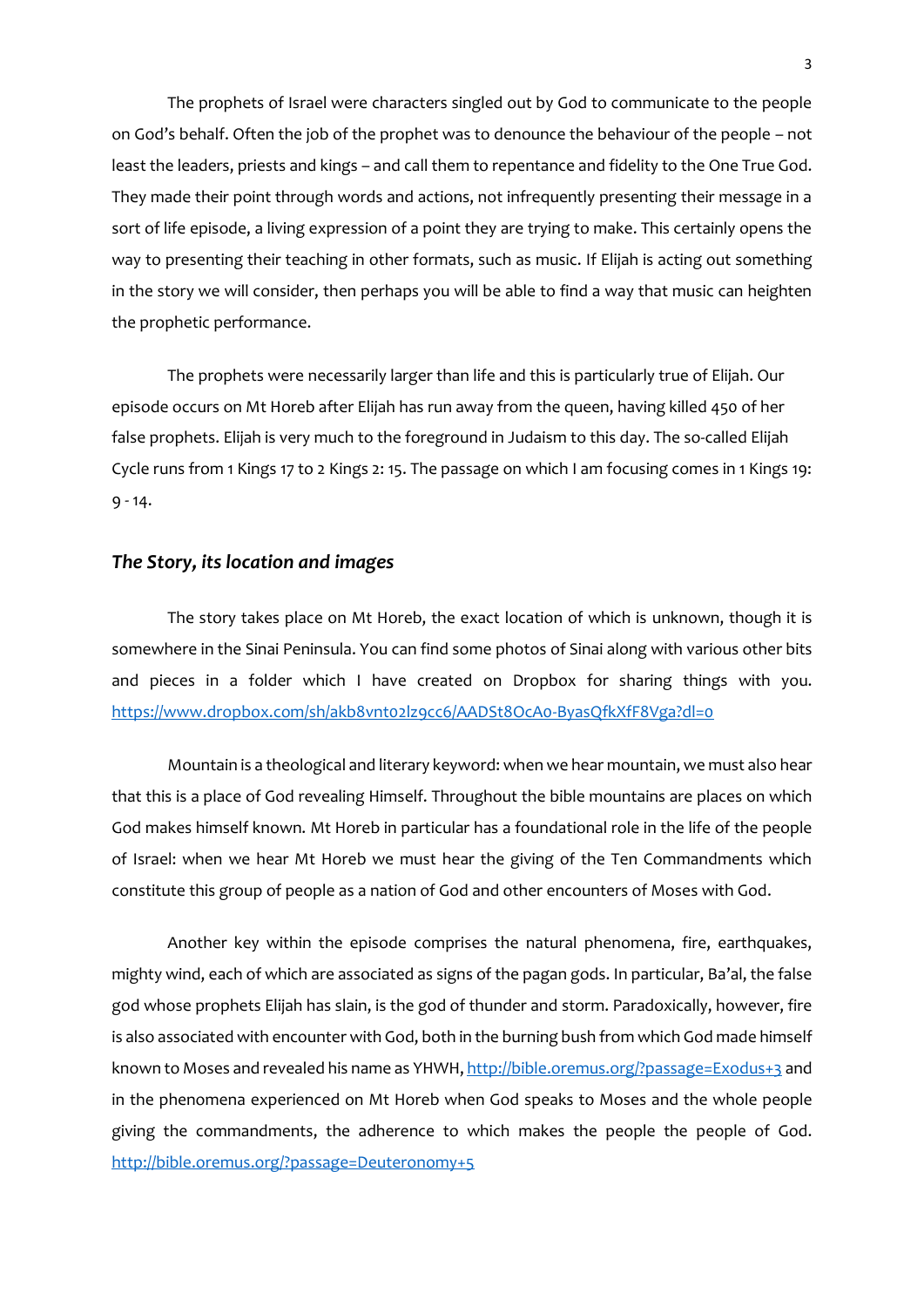The prophets of Israel were characters singled out by God to communicate to the people on God's behalf. Often the job of the prophet was to denounce the behaviour of the people – not least the leaders, priests and kings – and call them to repentance and fidelity to the One True God. They made their point through words and actions, not infrequently presenting their message in a sort of life episode, a living expression of a point they are trying to make. This certainly opens the way to presenting their teaching in other formats, such as music. If Elijah is acting out something in the story we will consider, then perhaps you will be able to find a way that music can heighten the prophetic performance.

The prophets were necessarily larger than life and this is particularly true of Elijah. Our episode occurs on Mt Horeb after Elijah has run away from the queen, having killed 450 of her false prophets. Elijah is very much to the foreground in Judaism to this day. The so-called Elijah Cycle runs from 1 Kings 17 to 2 Kings 2: 15. The passage on which I am focusing comes in 1 Kings 19: 9 - 14.

### *The Story, its location and images*

The story takes place on Mt Horeb, the exact location of which is unknown, though it is somewhere in the Sinai Peninsula. You can find some photos of Sinai along with various other bits and pieces in a folder which I have created on Dropbox for sharing things with you. [https://www.dropbox.com/sh/akb8vnt02lz9cc6/AADSt8OcA0-ByasQfkXfF8Vga?dl=0](https://www.dropbox.com/sh/akb8vnt02lz9cc6/AADSt8OcA0-ByasQfkXfF8Vga?dl=0)

Mountain is a theological and literary keyword: when we hear mountain, we must also hear that this is a place of God revealing Himself. Throughout the bible mountains are places on which God makes himself known. Mt Horeb in particular has a foundational role in the life of the people of Israel: when we hear Mt Horeb we must hear the giving of the Ten Commandments which constitute this group of people as a nation of God and other encounters of Moses with God.

Another key within the episode comprises the natural phenomena, fire, earthquakes, mighty wind, each of which are associated as signs of the pagan gods. In particular, Ba'al, the false god whose prophets Elijah has slain, is the god of thunder and storm. Paradoxically, however, fire is also associated with encounter with God, both in the burning bush from which God made himself known to Moses and revealed his name as YHWH, [http://bible.oremus.org/?passage=Exodus+3](http://bible.oremus.org/?passage=Exodus+3) and in the phenomena experienced on Mt Horeb when God speaks to Moses and the whole people giving the commandments, the adherence to which makes the people the people of God. [http://bible.oremus.org/?passage=Deuteronomy+5](http://bible.oremus.org/?passage=Deuteronomy+5)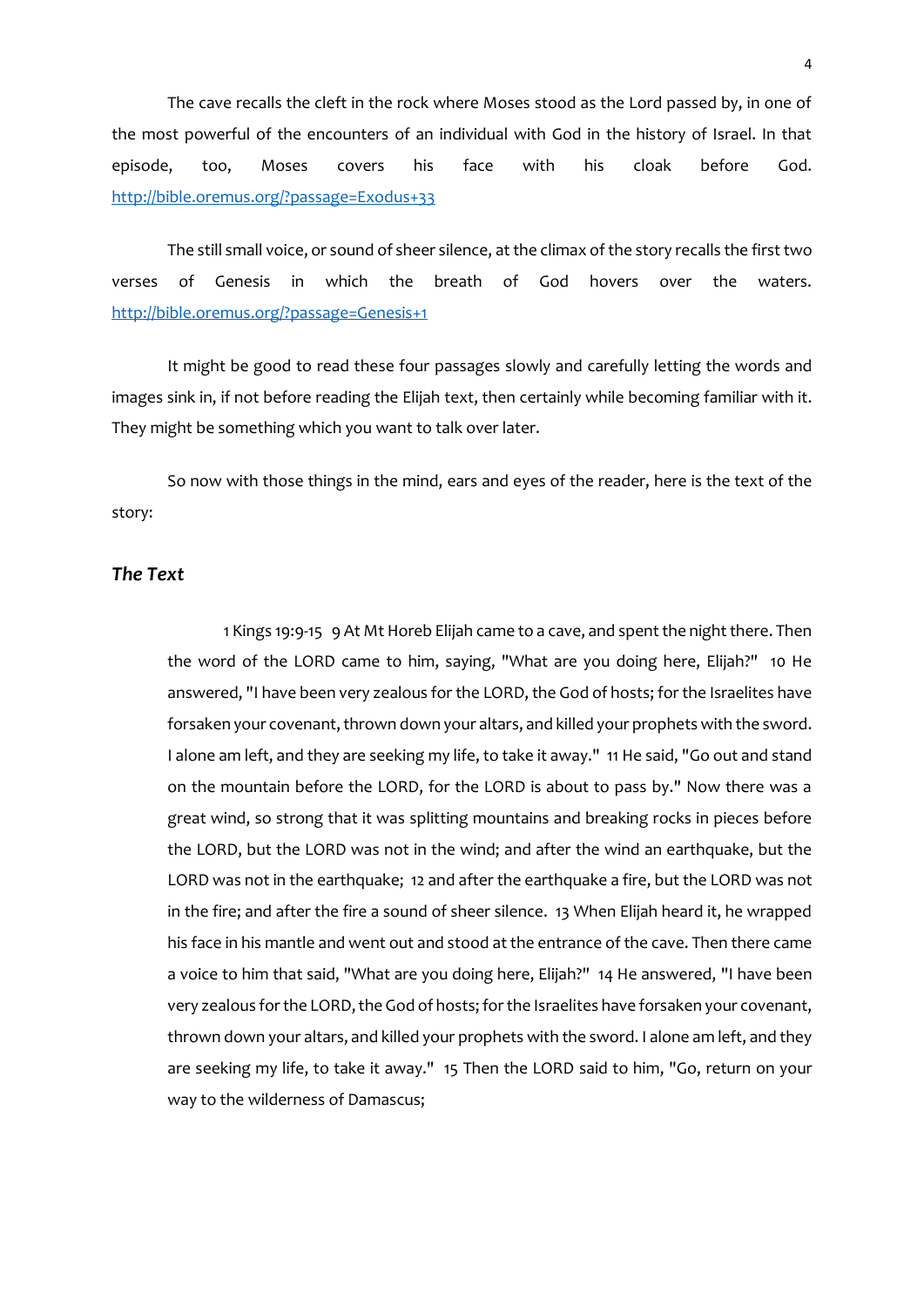The cave recalls the cleft in the rock where Moses stood as the Lord passed by, in one of the most powerful of the encounters of an individual with God in the history of Israel. In that episode, too, Moses covers his face with his cloak before God. http://bible.oremus.org/?passage=Exodus+33

The still small voice, or sound of sheer silence, at the climax of the story recalls the first two verses of Genesis in which the breath of God hovers over the waters. http://bible.oremus.org/?passage=Genesis+1

It might be good to read these four passages slowly and carefully letting the words and images sink in, if not before reading the Elijah text, then certainly while becoming familiar with it. They might be something which you want to talk over later.

So now with those things in the mind, ears and eyes of the reader, here is the text of the story:

### *The Text*

> 1 Kings 19:9-15 9 At Mt Horeb Elijah came to a cave, and spent the night there. Then the word of the LORD came to him, saying, "What are you doing here, Elijah?" 10 He answered, "I have been very zealous for the LORD, the God of hosts; for the Israelites have forsaken your covenant, thrown down your altars, and killed your prophets with the sword. I alone am left, and they are seeking my life, to take it away." 11 He said, "Go out and stand on the mountain before the LORD, for the LORD is about to pass by." Now there was a great wind, so strong that it was splitting mountains and breaking rocks in pieces before the LORD, but the LORD was not in the wind; and after the wind an earthquake, but the LORD was not in the earthquake; 12 and after the earthquake a fire, but the LORD was not in the fire; and after the fire a sound of sheer silence. 13 When Elijah heard it, he wrapped his face in his mantle and went out and stood at the entrance of the cave. Then there came a voice to him that said, "What are you doing here, Elijah?" 14 He answered, "I have been very zealous for the LORD, the God of hosts; for the Israelites have forsaken your covenant, thrown down your altars, and killed your prophets with the sword. I alone am left, and they are seeking my life, to take it away." 15 Then the LORD said to him, "Go, return on your way to the wilderness of Damascus;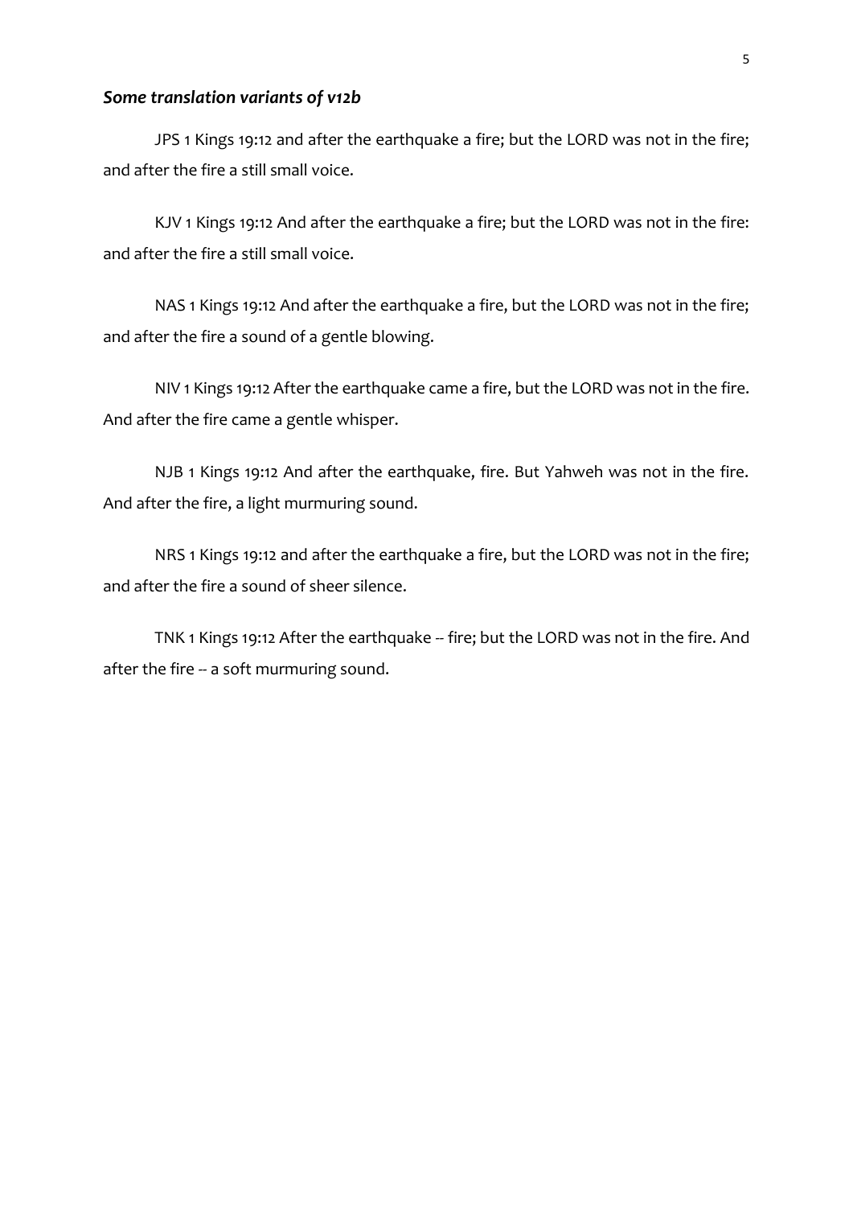### *Some translation variants of v12b*

JPS 1 Kings 19:12 and after the earthquake a fire; but the LORD was not in the fire; and after the fire a still small voice.

KJV 1 Kings 19:12 And after the earthquake a fire; but the LORD was not in the fire: and after the fire a still small voice.

NAS 1 Kings 19:12 And after the earthquake a fire, but the LORD was not in the fire; and after the fire a sound of a gentle blowing.

NIV 1 Kings 19:12 After the earthquake came a fire, but the LORD was not in the fire. And after the fire came a gentle whisper.

NJB 1 Kings 19:12 And after the earthquake, fire. But Yahweh was not in the fire. And after the fire, a light murmuring sound.

NRS 1 Kings 19:12 and after the earthquake a fire, but the LORD was not in the fire; and after the fire a sound of sheer silence.

TNK 1 Kings 19:12 After the earthquake -- fire; but the LORD was not in the fire. And after the fire -- a soft murmuring sound.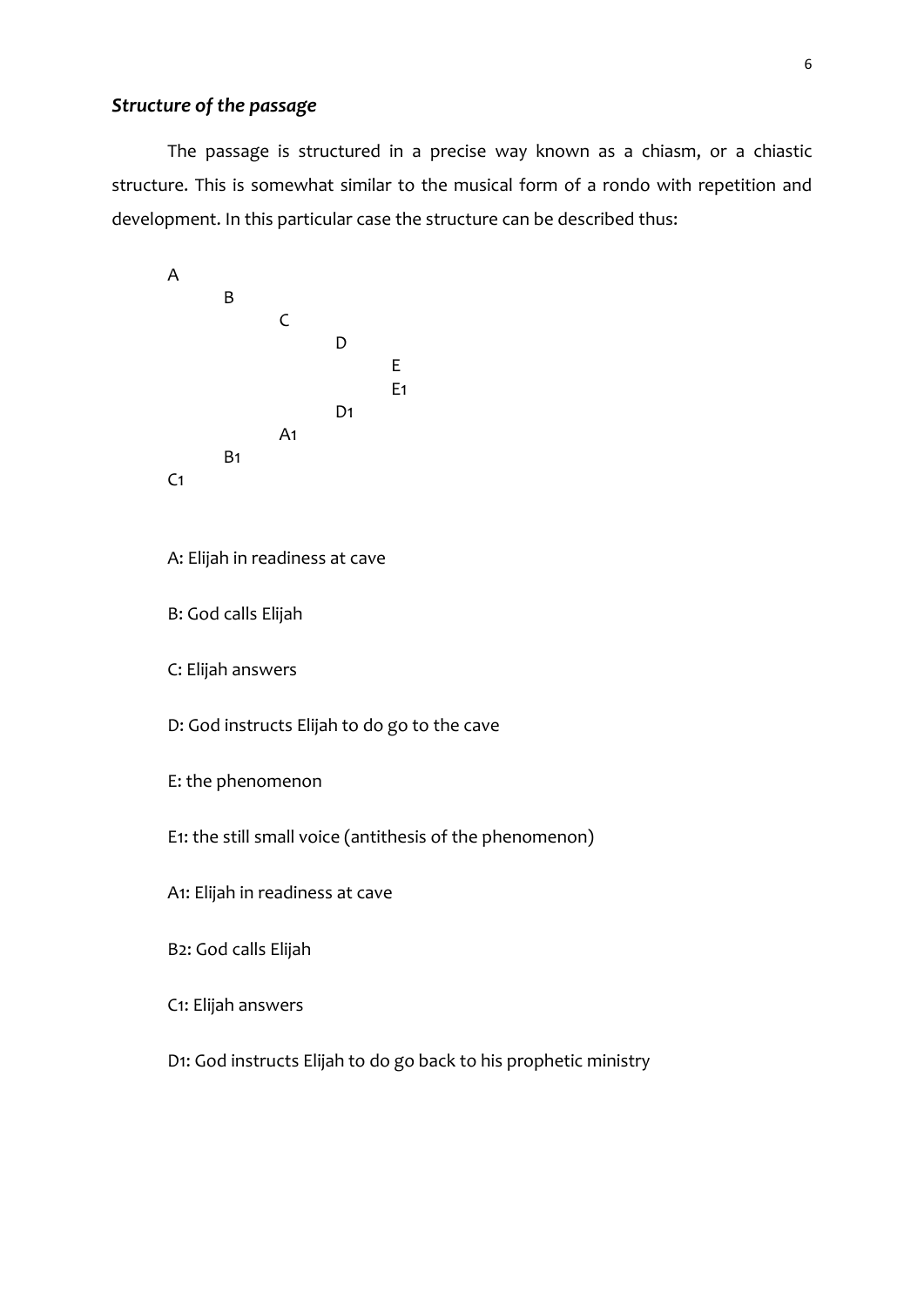### *Structure of the passage*

The passage is structured in a precise way known as a chiasm, or a chiastic structure. This is somewhat similar to the musical form of a rondo with repetition and development. In this particular case the structure can be described thus:

```
A
        B
                C
                        D
                                E
                                E1
                        D1
                A1
        B1
C1
```

A: Elijah in readiness at cave

B: God calls Elijah

C: Elijah answers

D: God instructs Elijah to do go to the cave

E: the phenomenon

E1: the still small voice (antithesis of the phenomenon)

A1: Elijah in readiness at cave

B2: God calls Elijah

C1: Elijah answers

D1: God instructs Elijah to do go back to his prophetic ministry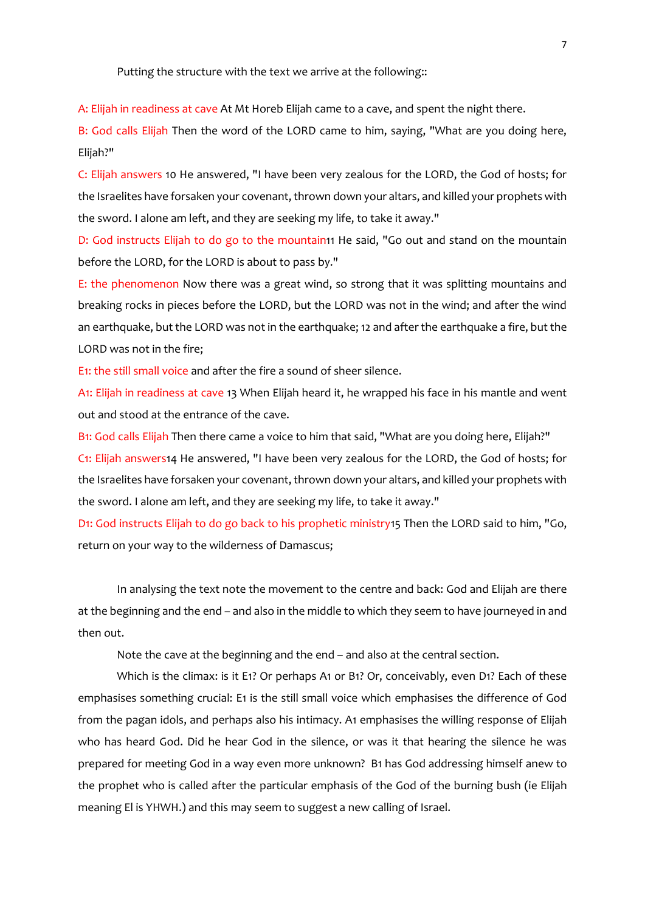Putting the structure with the text we arrive at the following::

A: Elijah in readiness at cave At Mt Horeb Elijah came to a cave, and spent the night there.

B: God calls Elijah Then the word of the LORD came to him, saying, "What are you doing here, Elijah?"

C: Elijah answers 10 He answered, "I have been very zealous for the LORD, the God of hosts; for the Israelites have forsaken your covenant, thrown down your altars, and killed your prophets with the sword. I alone am left, and they are seeking my life, to take it away."

D: God instructs Elijah to do go to the mountain11 He said, "Go out and stand on the mountain before the LORD, for the LORD is about to pass by."

E: the phenomenon Now there was a great wind, so strong that it was splitting mountains and breaking rocks in pieces before the LORD, but the LORD was not in the wind; and after the wind an earthquake, but the LORD was not in the earthquake; 12 and after the earthquake a fire, but the LORD was not in the fire;

E1: the still small voice and after the fire a sound of sheer silence.

A1: Elijah in readiness at cave 13 When Elijah heard it, he wrapped his face in his mantle and went out and stood at the entrance of the cave.

B1: God calls Elijah Then there came a voice to him that said, "What are you doing here, Elijah?"

C1: Elijah answers14 He answered, "I have been very zealous for the LORD, the God of hosts; for the Israelites have forsaken your covenant, thrown down your altars, and killed your prophets with the sword. I alone am left, and they are seeking my life, to take it away."

D1: God instructs Elijah to do go back to his prophetic ministry15 Then the LORD said to him, "Go, return on your way to the wilderness of Damascus;

In analysing the text note the movement to the centre and back: God and Elijah are there at the beginning and the end – and also in the middle to which they seem to have journeyed in and then out.

Note the cave at the beginning and the end – and also at the central section.

Which is the climax: is it E1? Or perhaps A1 or B1? Or, conceivably, even D1? Each of these emphasises something crucial: E1 is the still small voice which emphasises the difference of God from the pagan idols, and perhaps also his intimacy. A1 emphasises the willing response of Elijah who has heard God. Did he hear God in the silence, or was it that hearing the silence he was prepared for meeting God in a way even more unknown? B1 has God addressing himself anew to the prophet who is called after the particular emphasis of the God of the burning bush (ie Elijah meaning El is YHWH.) and this may seem to suggest a new calling of Israel.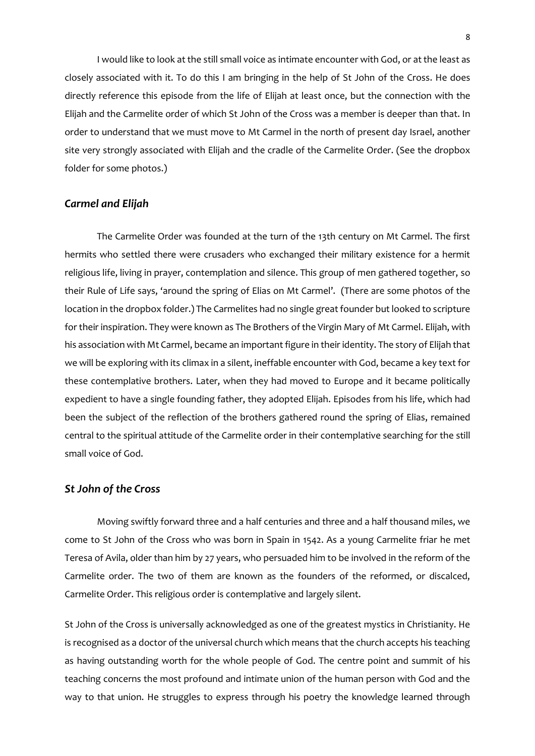I would like to look at the still small voice as intimate encounter with God, or at the least as closely associated with it. To do this I am bringing in the help of St John of the Cross. He does directly reference this episode from the life of Elijah at least once, but the connection with the Elijah and the Carmelite order of which St John of the Cross was a member is deeper than that. In order to understand that we must move to Mt Carmel in the north of present day Israel, another site very strongly associated with Elijah and the cradle of the Carmelite Order. (See the dropbox folder for some photos.)

### *Carmel and Elijah*

The Carmelite Order was founded at the turn of the 13th century on Mt Carmel. The first hermits who settled there were crusaders who exchanged their military existence for a hermit religious life, living in prayer, contemplation and silence. This group of men gathered together, so their Rule of Life says, 'around the spring of Elias on Mt Carmel'. (There are some photos of the location in the dropbox folder.) The Carmelites had no single great founder but looked to scripture for their inspiration. They were known as The Brothers of the Virgin Mary of Mt Carmel. Elijah, with his association with Mt Carmel, became an important figure in their identity. The story of Elijah that we will be exploring with its climax in a silent, ineffable encounter with God, became a key text for these contemplative brothers. Later, when they had moved to Europe and it became politically expedient to have a single founding father, they adopted Elijah. Episodes from his life, which had been the subject of the reflection of the brothers gathered round the spring of Elias, remained central to the spiritual attitude of the Carmelite order in their contemplative searching for the still small voice of God.

### *St John of the Cross*

Moving swiftly forward three and a half centuries and three and a half thousand miles, we come to St John of the Cross who was born in Spain in 1542. As a young Carmelite friar he met Teresa of Avila, older than him by 27 years, who persuaded him to be involved in the reform of the Carmelite order. The two of them are known as the founders of the reformed, or discalced, Carmelite Order. This religious order is contemplative and largely silent.

St John of the Cross is universally acknowledged as one of the greatest mystics in Christianity. He is recognised as a doctor of the universal church which means that the church accepts his teaching as having outstanding worth for the whole people of God. The centre point and summit of his teaching concerns the most profound and intimate union of the human person with God and the way to that union. He struggles to express through his poetry the knowledge learned through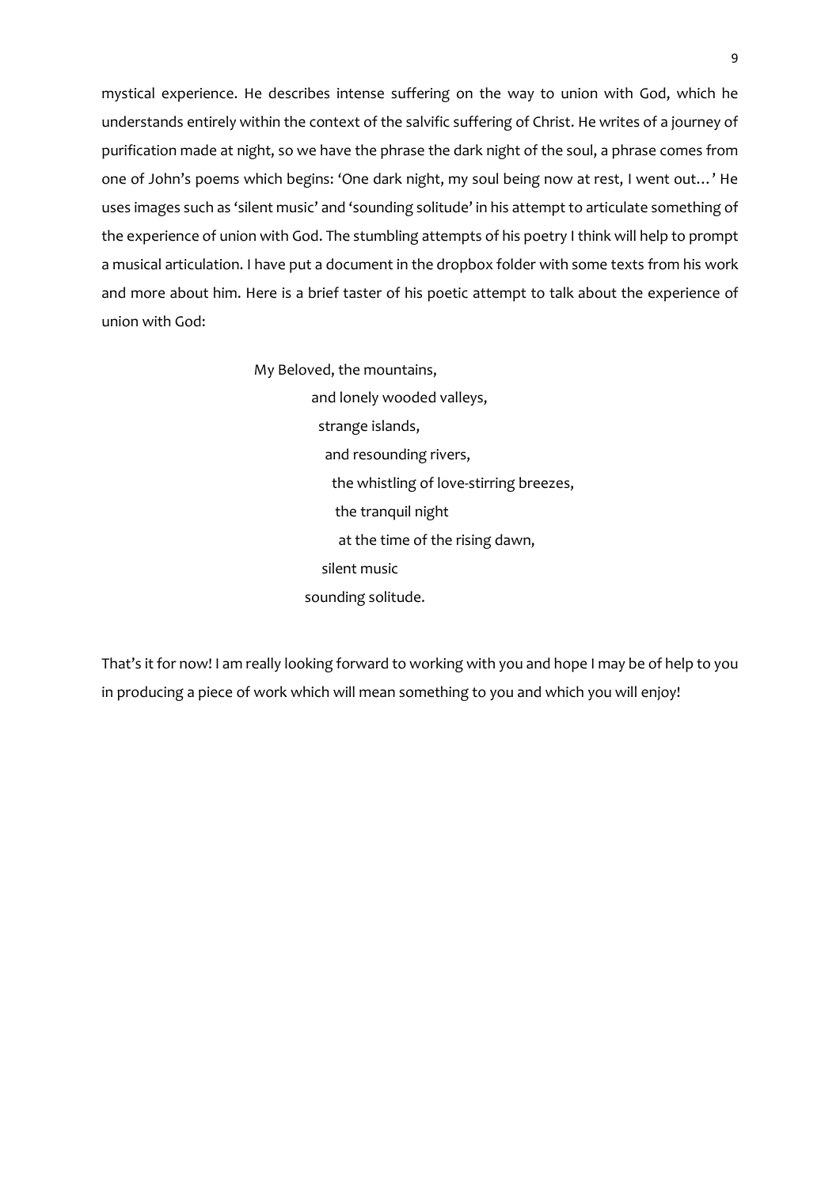mystical experience. He describes intense suffering on the way to union with God, which he understands entirely within the context of the salvific suffering of Christ. He writes of a journey of purification made at night, so we have the phrase the dark night of the soul, a phrase comes from one of John's poems which begins: 'One dark night, my soul being now at rest, I went out…' He uses images such as 'silent music' and 'sounding solitude' in his attempt to articulate something of the experience of union with God. The stumbling attempts of his poetry I think will help to prompt a musical articulation. I have put a document in the dropbox folder with some texts from his work and more about him. Here is a brief taster of his poetic attempt to talk about the experience of union with God:

> My Beloved, the mountains,  
> and lonely wooded valleys,  
> strange islands,  
> and resounding rivers,  
> the whistling of love-stirring breezes,  
> the tranquil night  
> at the time of the rising dawn,  
> silent music  
> sounding solitude.

That's it for now! I am really looking forward to working with you and hope I may be of help to you in producing a piece of work which will mean something to you and which you will enjoy!